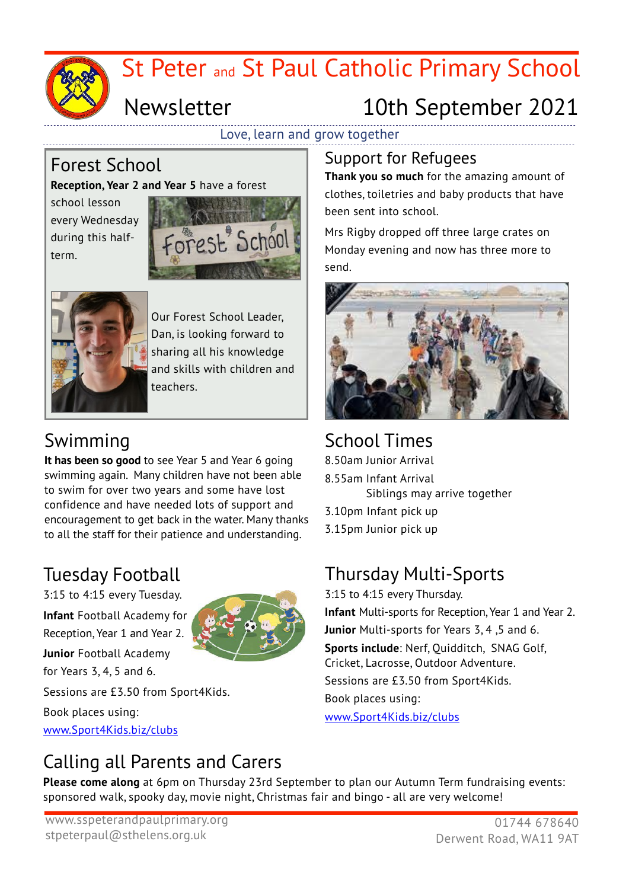# St Peter and St Paul Catholic Primary School

## Newsletter — 10th September 2021

Love, learn and grow together

## Forest School

**Reception, Year 2 and Year 5** have a forest school lesson every Wednesday during this half-term.

Our Forest School Leader, Dan, is looking forward to sharing all his knowledge and skills with children and teachers.

## Support for Refugees

**Thank you so much** for the amazing amount of clothes, toiletries and baby products that have been sent into school.

Mrs Rigby dropped off three large crates on Monday evening and now has three more to send.

## Swimming

**It has been so good** to see Year 5 and Year 6 going swimming again. Many children have not been able to swim for over two years and some have lost confidence and have needed lots of support and encouragement to get back in the water. Many thanks to all the staff for their patience and understanding.

## School Times

8.50am Junior Arrival

8.55am Infant Arrival

Siblings may arrive together

3.10pm Infant pick up

3.15pm Junior pick up

## Tuesday Football

3:15 to 4:15 every Tuesday.

**Infant** Football Academy for Reception, Year 1 and Year 2.

**Junior** Football Academy for Years 3, 4, 5 and 6.

Sessions are £3.50 from Sport4Kids.

Book places using:

www.Sport4Kids.biz/clubs

## Thursday Multi-Sports

3:15 to 4:15 every Thursday.

**Infant** Multi-sports for Reception, Year 1 and Year 2.

**Junior** Multi-sports for Years 3, 4 ,5 and 6.

**Sports include**: Nerf, Quidditch, SNAG Golf, Cricket, Lacrosse, Outdoor Adventure.

Sessions are £3.50 from Sport4Kids.

Book places using:

www.Sport4Kids.biz/clubs

## Calling all Parents and Carers

**Please come along** at 6pm on Thursday 23rd September to plan our Autumn Term fundraising events: sponsored walk, spooky day, movie night, Christmas fair and bingo - all are very welcome!

www.sspeterandpaulprimary.org
stpeterpaul@sthelens.org.uk

01744 678640
Derwent Road, WA11 9AT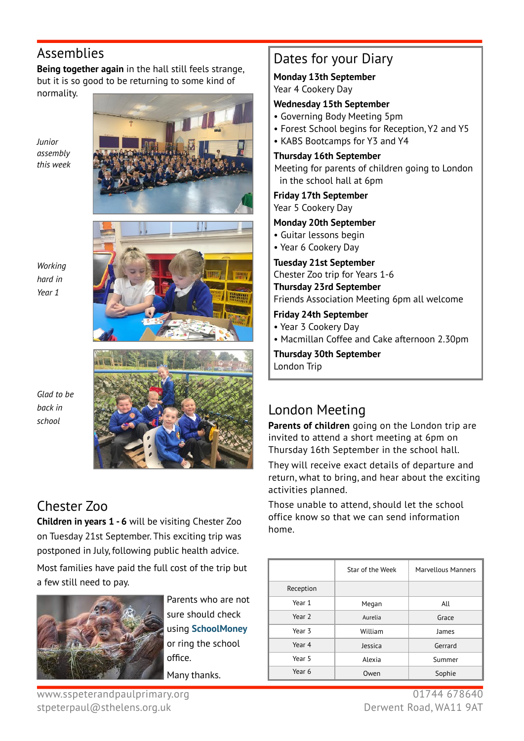## Assemblies

**Being together again** in the hall still feels strange, but it is so good to be returning to some kind of normality.

*Junior assembly this week*

*Working hard in Year 1*

*Glad to be back in school*

## Chester Zoo

**Children in years 1 - 6** will be visiting Chester Zoo on Tuesday 21st September. This exciting trip was postponed in July, following public health advice.

Most families have paid the full cost of the trip but a few still need to pay.

Parents who are not sure should check using **SchoolMoney** or ring the school office.

Many thanks.

## Dates for your Diary

**Monday 13th September**
Year 4 Cookery Day

**Wednesday 15th September**
- Governing Body Meeting 5pm
- Forest School begins for Reception, Y2 and Y5
- KABS Bootcamps for Y3 and Y4

**Thursday 16th September**
Meeting for parents of children going to London in the school hall at 6pm

**Friday 17th September**
Year 5 Cookery Day

**Monday 20th September**
- Guitar lessons begin
- Year 6 Cookery Day

**Tuesday 21st September**
Chester Zoo trip for Years 1-6

**Thursday 23rd September**
Friends Association Meeting 6pm all welcome

**Friday 24th September**
- Year 3 Cookery Day
- Macmillan Coffee and Cake afternoon 2.30pm

**Thursday 30th September**
London Trip

## London Meeting

**Parents of children** going on the London trip are invited to attend a short meeting at 6pm on Thursday 16th September in the school hall.

They will receive exact details of departure and return, what to bring, and hear about the exciting activities planned.

Those unable to attend, should let the school office know so that we can send information home.

| | Star of the Week | Marvellous Manners |
|---|---|---|
| Reception | | |
| Year 1 | Megan | All |
| Year 2 | Aurelia | Grace |
| Year 3 | William | James |
| Year 4 | Jessica | Gerrard |
| Year 5 | Alexia | Summer |
| Year 6 | Owen | Sophie |

www.sspeterandpaulprimary.org
stpeterpaul@sthelens.org.uk

01744 678640
Derwent Road, WA11 9AT